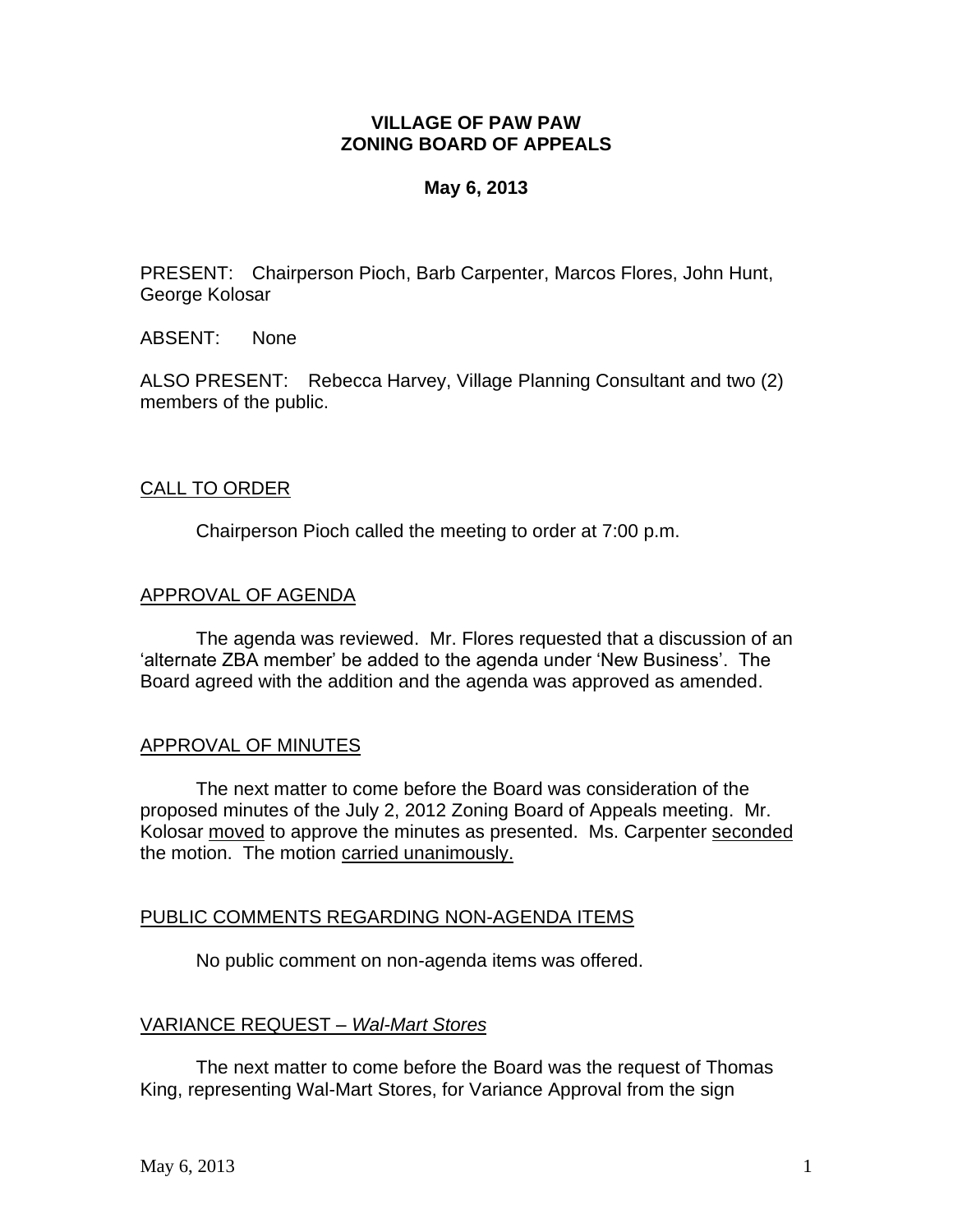# VILLAGE OF PAW PAW
# ZONING BOARD OF APPEALS

**May 6, 2013**

PRESENT: Chairperson Pioch, Barb Carpenter, Marcos Flores, John Hunt, George Kolosar

ABSENT: None

ALSO PRESENT: Rebecca Harvey, Village Planning Consultant and two (2) members of the public.

## CALL TO ORDER

Chairperson Pioch called the meeting to order at 7:00 p.m.

## APPROVAL OF AGENDA

The agenda was reviewed. Mr. Flores requested that a discussion of an 'alternate ZBA member' be added to the agenda under 'New Business'. The Board agreed with the addition and the agenda was approved as amended.

## APPROVAL OF MINUTES

The next matter to come before the Board was consideration of the proposed minutes of the July 2, 2012 Zoning Board of Appeals meeting. Mr. Kolosar moved to approve the minutes as presented. Ms. Carpenter seconded the motion. The motion carried unanimously.

## PUBLIC COMMENTS REGARDING NON-AGENDA ITEMS

No public comment on non-agenda items was offered.

## VARIANCE REQUEST – *Wal-Mart Stores*

The next matter to come before the Board was the request of Thomas King, representing Wal-Mart Stores, for Variance Approval from the sign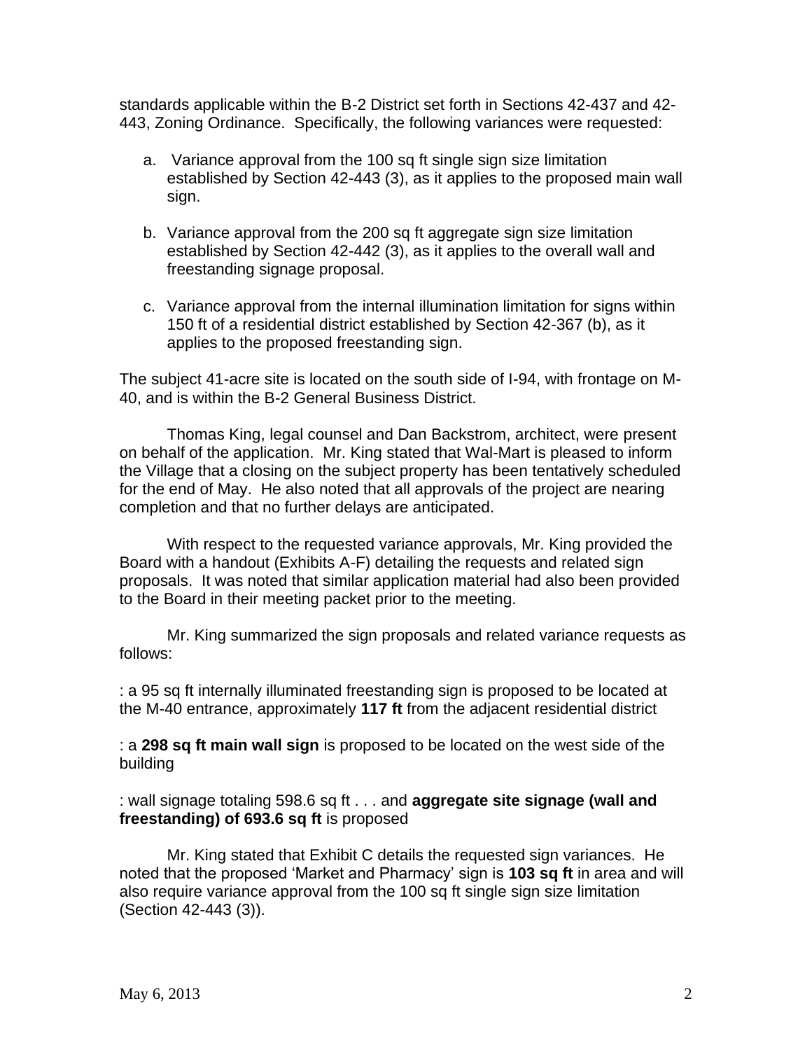standards applicable within the B-2 District set forth in Sections 42-437 and 42-443, Zoning Ordinance. Specifically, the following variances were requested:

a. Variance approval from the 100 sq ft single sign size limitation established by Section 42-443 (3), as it applies to the proposed main wall sign.

b. Variance approval from the 200 sq ft aggregate sign size limitation established by Section 42-442 (3), as it applies to the overall wall and freestanding signage proposal.

c. Variance approval from the internal illumination limitation for signs within 150 ft of a residential district established by Section 42-367 (b), as it applies to the proposed freestanding sign.

The subject 41-acre site is located on the south side of I-94, with frontage on M-40, and is within the B-2 General Business District.

Thomas King, legal counsel and Dan Backstrom, architect, were present on behalf of the application. Mr. King stated that Wal-Mart is pleased to inform the Village that a closing on the subject property has been tentatively scheduled for the end of May. He also noted that all approvals of the project are nearing completion and that no further delays are anticipated.

With respect to the requested variance approvals, Mr. King provided the Board with a handout (Exhibits A-F) detailing the requests and related sign proposals. It was noted that similar application material had also been provided to the Board in their meeting packet prior to the meeting.

Mr. King summarized the sign proposals and related variance requests as follows:

: a 95 sq ft internally illuminated freestanding sign is proposed to be located at the M-40 entrance, approximately **117 ft** from the adjacent residential district

: a **298 sq ft main wall sign** is proposed to be located on the west side of the building

: wall signage totaling 598.6 sq ft . . . and **aggregate site signage (wall and freestanding) of 693.6 sq ft** is proposed

Mr. King stated that Exhibit C details the requested sign variances. He noted that the proposed 'Market and Pharmacy' sign is **103 sq ft** in area and will also require variance approval from the 100 sq ft single sign size limitation (Section 42-443 (3)).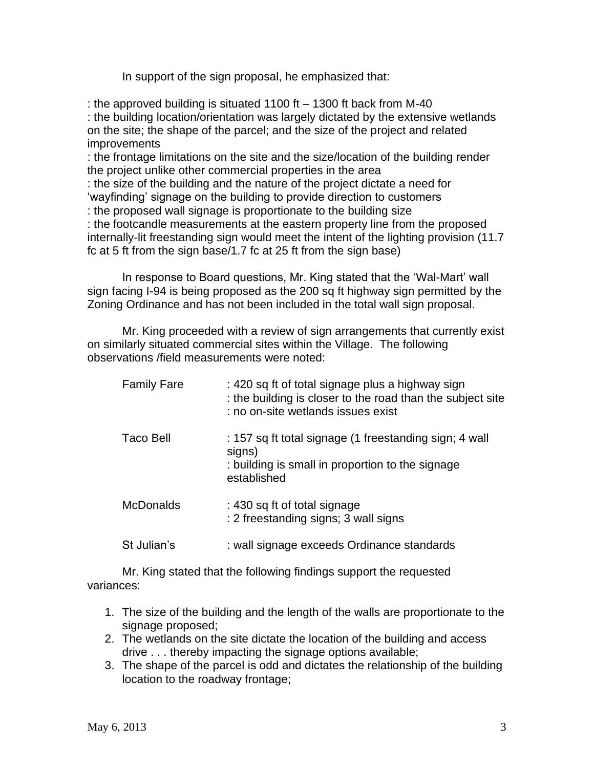In support of the sign proposal, he emphasized that:

: the approved building is situated 1100 ft – 1300 ft back from M-40
: the building location/orientation was largely dictated by the extensive wetlands on the site; the shape of the parcel; and the size of the project and related improvements
: the frontage limitations on the site and the size/location of the building render the project unlike other commercial properties in the area
: the size of the building and the nature of the project dictate a need for 'wayfinding' signage on the building to provide direction to customers
: the proposed wall signage is proportionate to the building size
: the footcandle measurements at the eastern property line from the proposed internally-lit freestanding sign would meet the intent of the lighting provision (11.7 fc at 5 ft from the sign base/1.7 fc at 25 ft from the sign base)

In response to Board questions, Mr. King stated that the 'Wal-Mart' wall sign facing I-94 is being proposed as the 200 sq ft highway sign permitted by the Zoning Ordinance and has not been included in the total wall sign proposal.

Mr. King proceeded with a review of sign arrangements that currently exist on similarly situated commercial sites within the Village. The following observations /field measurements were noted:

| | |
|---|---|
| Family Fare | : 420 sq ft of total signage plus a highway sign<br>: the building is closer to the road than the subject site<br>: no on-site wetlands issues exist |
| Taco Bell | : 157 sq ft total signage (1 freestanding sign; 4 wall signs)<br>: building is small in proportion to the signage established |
| McDonalds | : 430 sq ft of total signage<br>: 2 freestanding signs; 3 wall signs |
| St Julian's | : wall signage exceeds Ordinance standards |

Mr. King stated that the following findings support the requested variances:

1. The size of the building and the length of the walls are proportionate to the signage proposed;
2. The wetlands on the site dictate the location of the building and access drive . . . thereby impacting the signage options available;
3. The shape of the parcel is odd and dictates the relationship of the building location to the roadway frontage;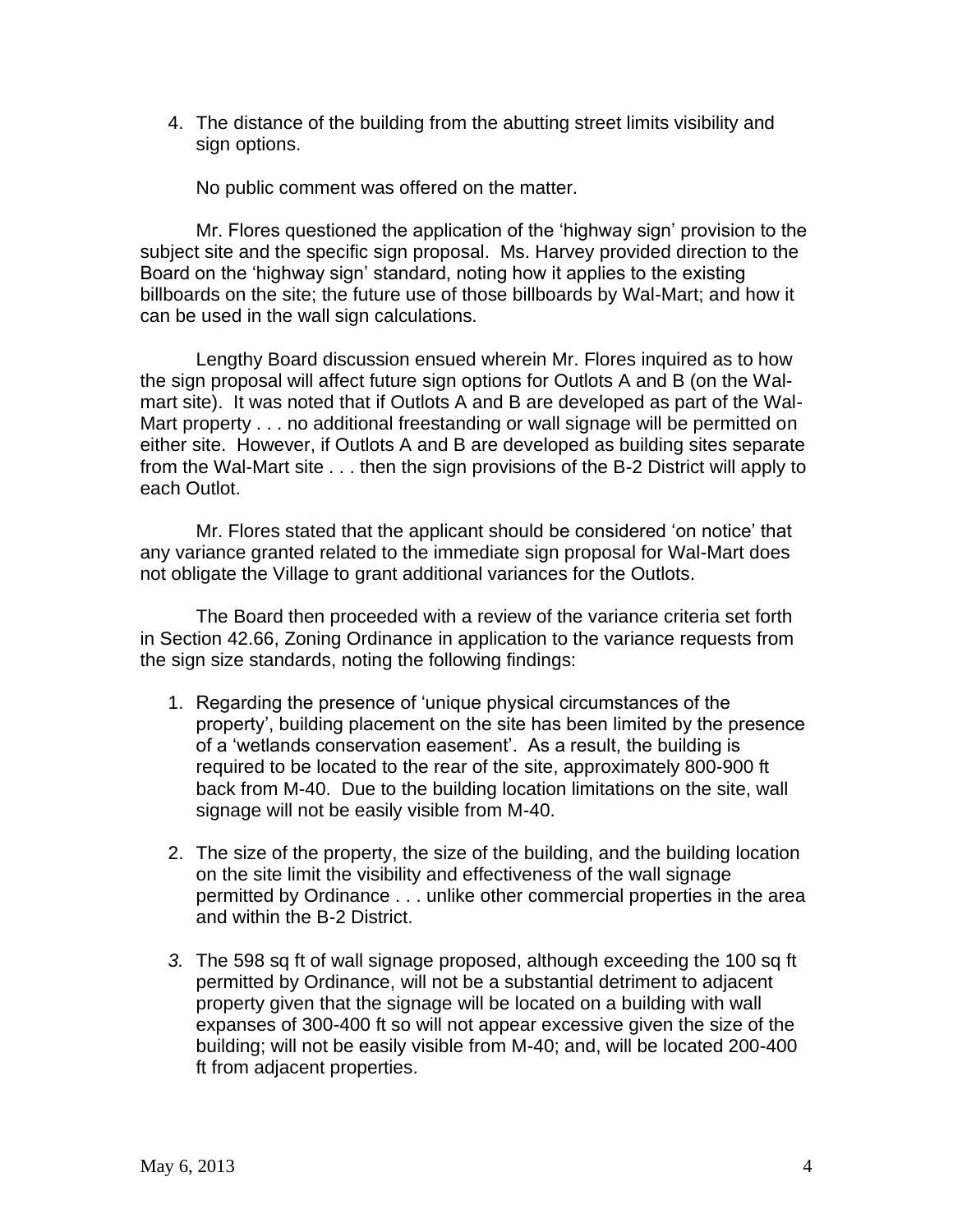4. The distance of the building from the abutting street limits visibility and sign options.

No public comment was offered on the matter.

Mr. Flores questioned the application of the 'highway sign' provision to the subject site and the specific sign proposal. Ms. Harvey provided direction to the Board on the 'highway sign' standard, noting how it applies to the existing billboards on the site; the future use of those billboards by Wal-Mart; and how it can be used in the wall sign calculations.

Lengthy Board discussion ensued wherein Mr. Flores inquired as to how the sign proposal will affect future sign options for Outlots A and B (on the Wal-mart site). It was noted that if Outlots A and B are developed as part of the Wal-Mart property . . . no additional freestanding or wall signage will be permitted on either site. However, if Outlots A and B are developed as building sites separate from the Wal-Mart site . . . then the sign provisions of the B-2 District will apply to each Outlot.

Mr. Flores stated that the applicant should be considered 'on notice' that any variance granted related to the immediate sign proposal for Wal-Mart does not obligate the Village to grant additional variances for the Outlots.

The Board then proceeded with a review of the variance criteria set forth in Section 42.66, Zoning Ordinance in application to the variance requests from the sign size standards, noting the following findings:

1. Regarding the presence of 'unique physical circumstances of the property', building placement on the site has been limited by the presence of a 'wetlands conservation easement'. As a result, the building is required to be located to the rear of the site, approximately 800-900 ft back from M-40. Due to the building location limitations on the site, wall signage will not be easily visible from M-40.

2. The size of the property, the size of the building, and the building location on the site limit the visibility and effectiveness of the wall signage permitted by Ordinance . . . unlike other commercial properties in the area and within the B-2 District.

3. The 598 sq ft of wall signage proposed, although exceeding the 100 sq ft permitted by Ordinance, will not be a substantial detriment to adjacent property given that the signage will be located on a building with wall expanses of 300-400 ft so will not appear excessive given the size of the building; will not be easily visible from M-40; and, will be located 200-400 ft from adjacent properties.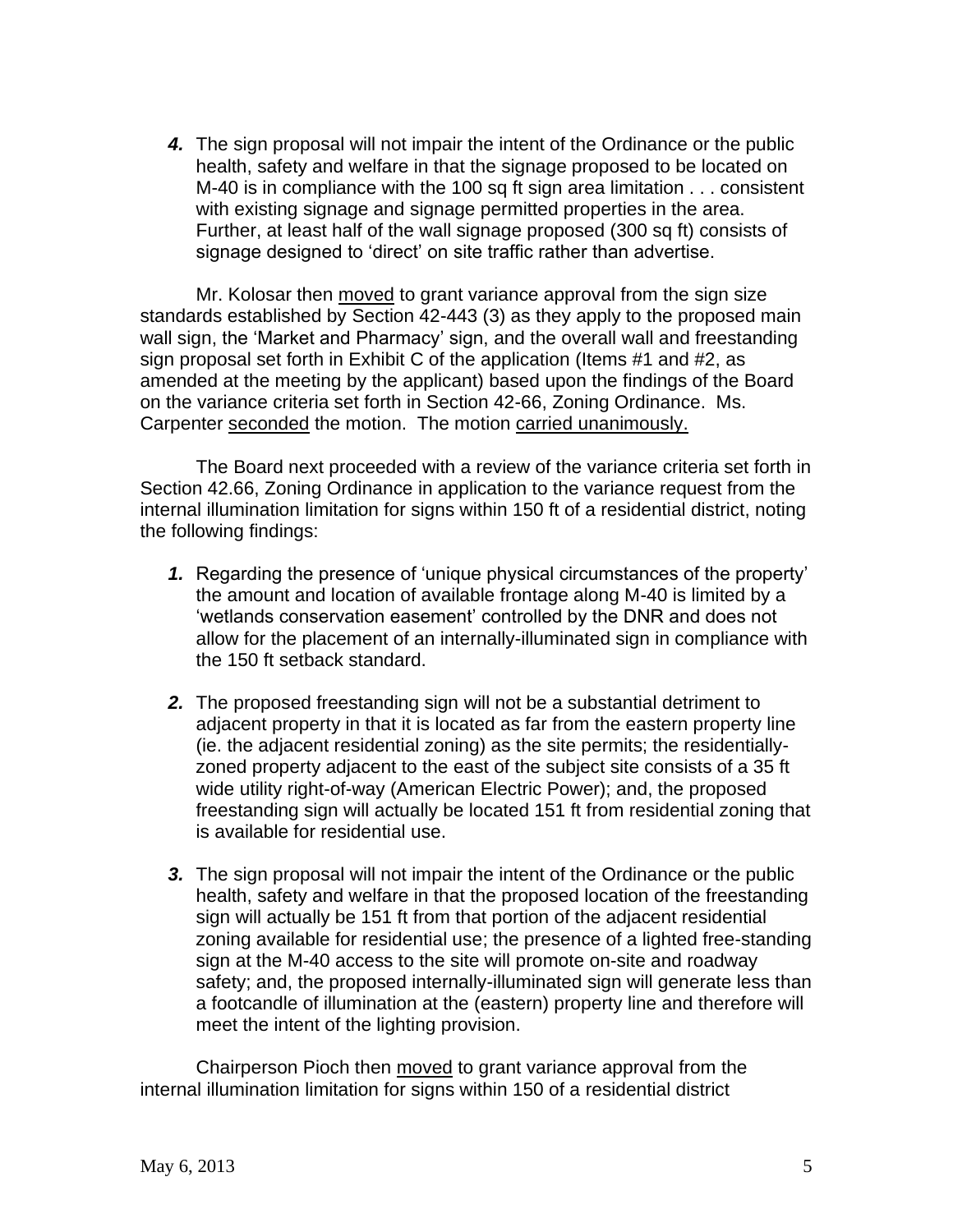4. The sign proposal will not impair the intent of the Ordinance or the public health, safety and welfare in that the signage proposed to be located on M-40 is in compliance with the 100 sq ft sign area limitation . . . consistent with existing signage and signage permitted properties in the area. Further, at least half of the wall signage proposed (300 sq ft) consists of signage designed to 'direct' on site traffic rather than advertise.

Mr. Kolosar then moved to grant variance approval from the sign size standards established by Section 42-443 (3) as they apply to the proposed main wall sign, the 'Market and Pharmacy' sign, and the overall wall and freestanding sign proposal set forth in Exhibit C of the application (Items #1 and #2, as amended at the meeting by the applicant) based upon the findings of the Board on the variance criteria set forth in Section 42-66, Zoning Ordinance. Ms. Carpenter seconded the motion. The motion carried unanimously.

The Board next proceeded with a review of the variance criteria set forth in Section 42.66, Zoning Ordinance in application to the variance request from the internal illumination limitation for signs within 150 ft of a residential district, noting the following findings:

1. Regarding the presence of 'unique physical circumstances of the property' the amount and location of available frontage along M-40 is limited by a 'wetlands conservation easement' controlled by the DNR and does not allow for the placement of an internally-illuminated sign in compliance with the 150 ft setback standard.

2. The proposed freestanding sign will not be a substantial detriment to adjacent property in that it is located as far from the eastern property line (ie. the adjacent residential zoning) as the site permits; the residentially-zoned property adjacent to the east of the subject site consists of a 35 ft wide utility right-of-way (American Electric Power); and, the proposed freestanding sign will actually be located 151 ft from residential zoning that is available for residential use.

3. The sign proposal will not impair the intent of the Ordinance or the public health, safety and welfare in that the proposed location of the freestanding sign will actually be 151 ft from that portion of the adjacent residential zoning available for residential use; the presence of a lighted free-standing sign at the M-40 access to the site will promote on-site and roadway safety; and, the proposed internally-illuminated sign will generate less than a footcandle of illumination at the (eastern) property line and therefore will meet the intent of the lighting provision.

Chairperson Pioch then moved to grant variance approval from the internal illumination limitation for signs within 150 of a residential district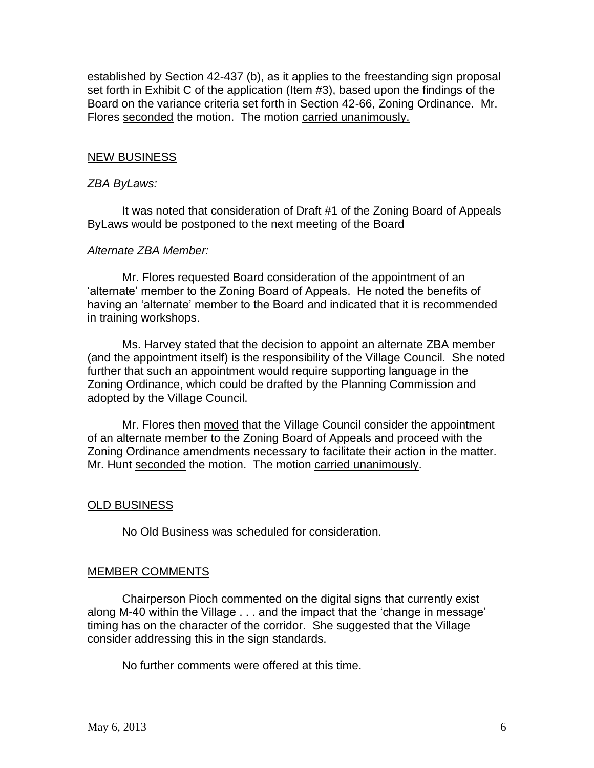established by Section 42-437 (b), as it applies to the freestanding sign proposal set forth in Exhibit C of the application (Item #3), based upon the findings of the Board on the variance criteria set forth in Section 42-66, Zoning Ordinance. Mr. Flores seconded the motion. The motion carried unanimously.

## NEW BUSINESS

*ZBA ByLaws:*

It was noted that consideration of Draft #1 of the Zoning Board of Appeals ByLaws would be postponed to the next meeting of the Board

*Alternate ZBA Member:*

Mr. Flores requested Board consideration of the appointment of an 'alternate' member to the Zoning Board of Appeals. He noted the benefits of having an 'alternate' member to the Board and indicated that it is recommended in training workshops.

Ms. Harvey stated that the decision to appoint an alternate ZBA member (and the appointment itself) is the responsibility of the Village Council. She noted further that such an appointment would require supporting language in the Zoning Ordinance, which could be drafted by the Planning Commission and adopted by the Village Council.

Mr. Flores then moved that the Village Council consider the appointment of an alternate member to the Zoning Board of Appeals and proceed with the Zoning Ordinance amendments necessary to facilitate their action in the matter. Mr. Hunt seconded the motion. The motion carried unanimously.

## OLD BUSINESS

No Old Business was scheduled for consideration.

## MEMBER COMMENTS

Chairperson Pioch commented on the digital signs that currently exist along M-40 within the Village . . . and the impact that the 'change in message' timing has on the character of the corridor. She suggested that the Village consider addressing this in the sign standards.

No further comments were offered at this time.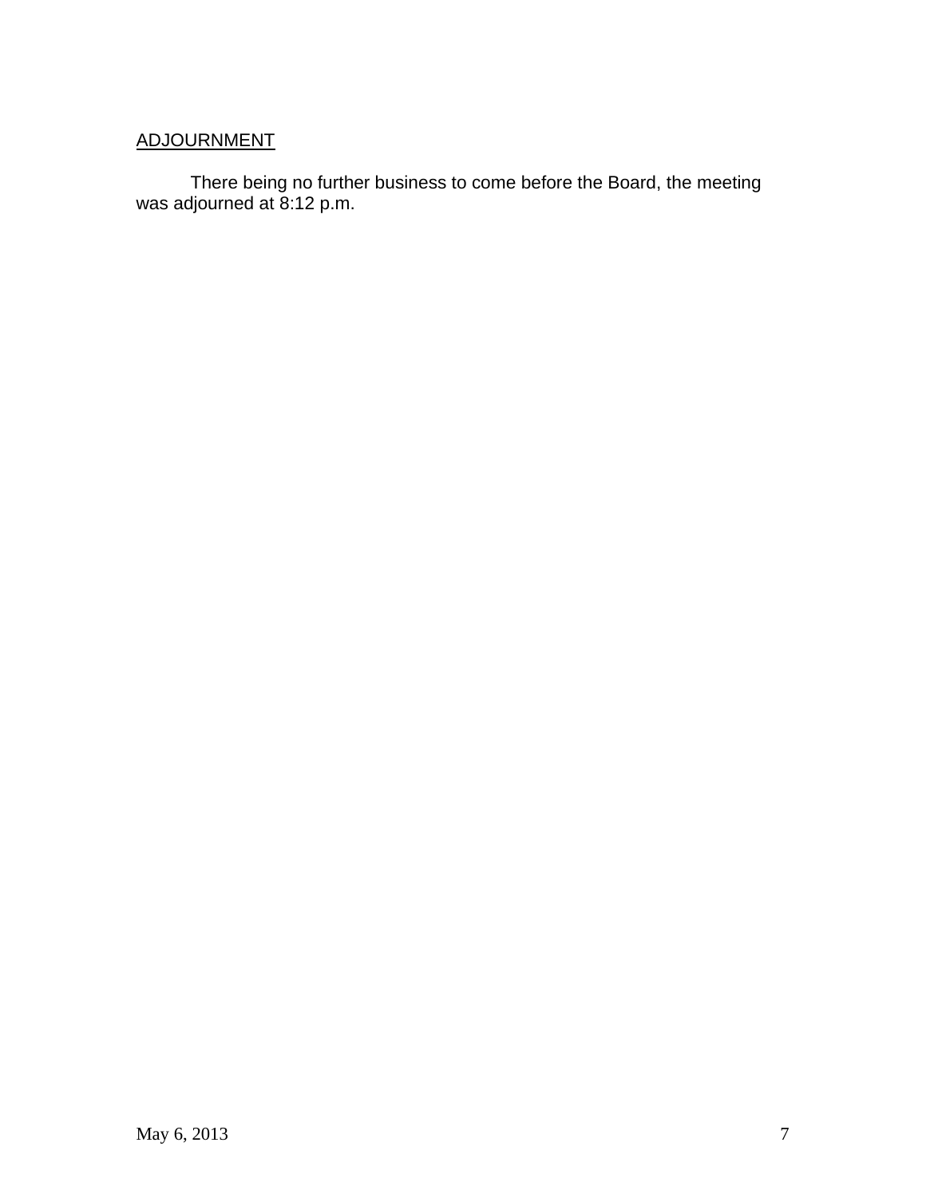ADJOURNMENT

There being no further business to come before the Board, the meeting was adjourned at 8:12 p.m.